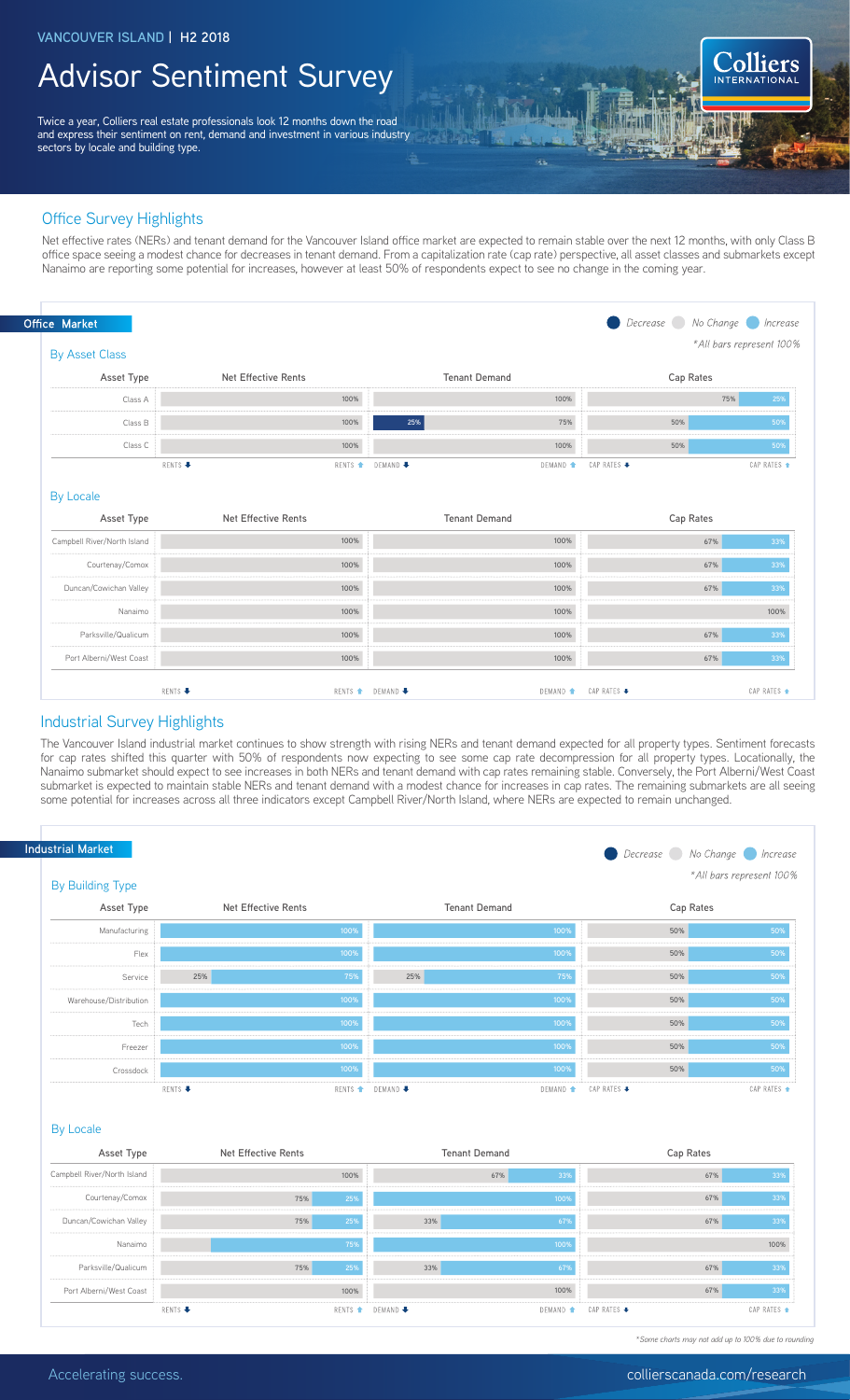VANCOUVER ISLAND | H2 2018

# Advisor Sentiment Survey

Twice a year, Colliers real estate professionals look 12 months down the road and express their sentiment on rent, demand and investment in various industry sectors by locale and building type.

## Office Survey Highlights

Net effective rates (NERs) and tenant demand for the Vancouver Island office market are expected to remain stable over the next 12 months, with only Class B office space seeing a modest chance for decreases in tenant demand. From a capitalization rate (cap rate) perspective, all asset classes and submarkets except Nanaimo are reporting some potential for increases, however at least 50% of respondents expect to see no change in the coming year.

### Office Market

Decrease / No Change / Increase

*All bars represent 100%

#### By Asset Class

| Asset Type | Net Effective Rents | Tenant Demand | Cap Rates |
|---|---|---|---|
| Class A | No Change 100% | No Change 100% | No Change 75%, Increase 25% |
| Class B | No Change 100% | Decrease 25%, No Change 75% | No Change 50%, Increase 50% |
| Class C | No Change 100% | No Change 100% | No Change 50%, Increase 50% |

#### By Locale

| Asset Type | Net Effective Rents | Tenant Demand | Cap Rates |
|---|---|---|---|
| Campbell River/North Island | No Change 100% | No Change 100% | No Change 67%, Increase 33% |
| Courtenay/Comox | No Change 100% | No Change 100% | No Change 67%, Increase 33% |
| Duncan/Cowichan Valley | No Change 100% | No Change 100% | No Change 67%, Increase 33% |
| Nanaimo | No Change 100% | No Change 100% | No Change 100% |
| Parksville/Qualicum | No Change 100% | No Change 100% | No Change 67%, Increase 33% |
| Port Alberni/West Coast | No Change 100% | No Change 100% | No Change 67%, Increase 33% |

## Industrial Survey Highlights

The Vancouver Island industrial market continues to show strength with rising NERs and tenant demand expected for all property types. Sentiment forecasts for cap rates shifted this quarter with 50% of respondents now expecting to see some cap rate decompression for all property types. Locationally, the Nanaimo submarket should expect to see increases in both NERs and tenant demand with cap rates remaining stable. Conversely, the Port Alberni/West Coast submarket is expected to maintain stable NERs and tenant demand with a modest chance for increases in cap rates. The remaining submarkets are all seeing some potential for increases across all three indicators except Campbell River/North Island, where NERs are expected to remain unchanged.

### Industrial Market

Decrease / No Change / Increase

*All bars represent 100%

#### By Building Type

| Asset Type | Net Effective Rents | Tenant Demand | Cap Rates |
|---|---|---|---|
| Manufacturing | Increase 100% | Increase 100% | No Change 50%, Increase 50% |
| Flex | Increase 100% | Increase 100% | No Change 50%, Increase 50% |
| Service | No Change 25%, Increase 75% | No Change 25%, Increase 75% | No Change 50%, Increase 50% |
| Warehouse/Distribution | Increase 100% | Increase 100% | No Change 50%, Increase 50% |
| Tech | Increase 100% | Increase 100% | No Change 50%, Increase 50% |
| Freezer | Increase 100% | Increase 100% | No Change 50%, Increase 50% |
| Crossdock | Increase 100% | Increase 100% | No Change 50%, Increase 50% |

#### By Locale

| Asset Type | Net Effective Rents | Tenant Demand | Cap Rates |
|---|---|---|---|
| Campbell River/North Island | No Change 100% | No Change 67%, Increase 33% | No Change 67%, Increase 33% |
| Courtenay/Comox | No Change 75%, Increase 25% | Increase 100% | No Change 67%, Increase 33% |
| Duncan/Cowichan Valley | No Change 75%, Increase 25% | No Change 33%, Increase 67% | No Change 67%, Increase 33% |
| Nanaimo | Increase 75% | Increase 100% | No Change 100% |
| Parksville/Qualicum | No Change 75%, Increase 25% | No Change 33%, Increase 67% | No Change 67%, Increase 33% |
| Port Alberni/West Coast | No Change 100% | No Change 100% | No Change 67%, Increase 33% |

*Some charts may not add up to 100% due to rounding

Accelerating success.

collierscanada.com/research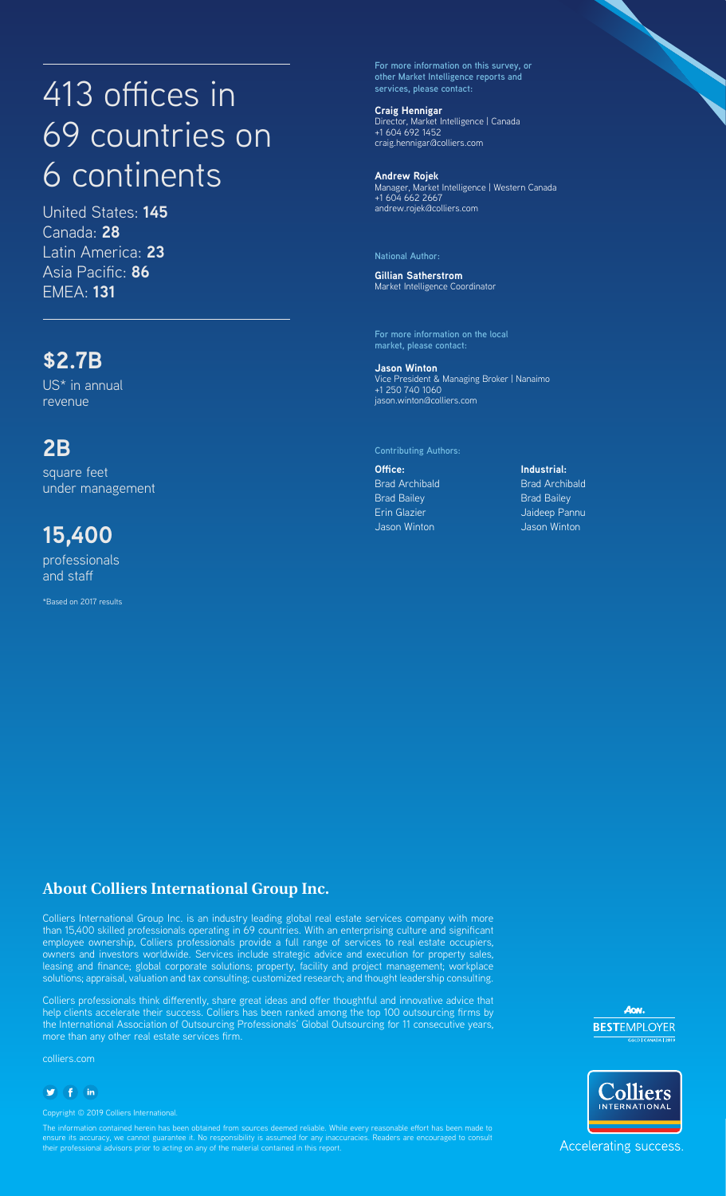# 413 offices in 69 countries on 6 continents

United States: **145**
Canada: **28**
Latin America: **23**
Asia Pacific: **86**
EMEA: **131**

## $2.7B

US* in annual revenue

## 2B

square feet under management

## 15,400

professionals and staff

*Based on 2017 results

For more information on this survey, or other Market Intelligence reports and services, please contact:

**Craig Hennigar**
Director, Market Intelligence | Canada
+1 604 692 1452
craig.hennigar@colliers.com

**Andrew Rojek**
Manager, Market Intelligence | Western Canada
+1 604 662 2667
andrew.rojek@colliers.com

National Author:

**Gillian Satherstrom**
Market Intelligence Coordinator

For more information on the local market, please contact:

**Jason Winton**
Vice President & Managing Broker | Nanaimo
+1 250 740 1060
jason.winton@colliers.com

Contributing Authors:

**Office:**
Brad Archibald
Brad Bailey
Erin Glazier
Jason Winton

**Industrial:**
Brad Archibald
Brad Bailey
Jaideep Pannu
Jason Winton

## About Colliers International Group Inc.

Colliers International Group Inc. is an industry leading global real estate services company with more than 15,400 skilled professionals operating in 69 countries. With an enterprising culture and significant employee ownership, Colliers professionals provide a full range of services to real estate occupiers, owners and investors worldwide. Services include strategic advice and execution for property sales, leasing and finance; global corporate solutions; property, facility and project management; workplace solutions; appraisal, valuation and tax consulting; customized research; and thought leadership consulting.

Colliers professionals think differently, share great ideas and offer thoughtful and innovative advice that help clients accelerate their success. Colliers has been ranked among the top 100 outsourcing firms by the International Association of Outsourcing Professionals' Global Outsourcing for 11 consecutive years, more than any other real estate services firm.

colliers.com

Copyright © 2019 Colliers International.

The information contained herein has been obtained from sources deemed reliable. While every reasonable effort has been made to ensure its accuracy, we cannot guarantee it. No responsibility is assumed for any inaccuracies. Readers are encouraged to consult their professional advisors prior to acting on any of the material contained in this report.

AON BESTEMPLOYER GOLD | CANADA | 2019

Colliers INTERNATIONAL

Accelerating success.